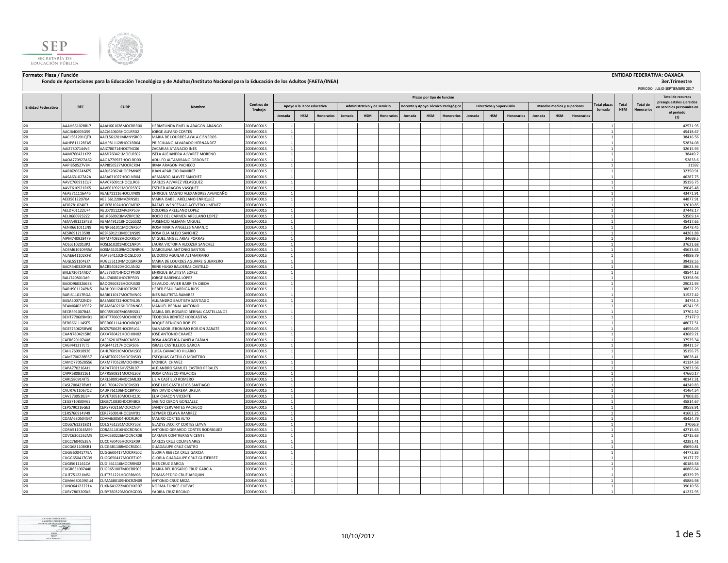**Formato: Plaza / Función**

**Fondo de Aportaciones para la Educación Tecnológica y de Adultos/Instituto Nacional para la Educación de los Adultos (FAETA/INEA)**

**ENTIDAD FEDERATIVA: OAXACA**

**3er.Trimestre**

PERIODO : JULIO-SEPTIEMBRE 2017

| Entidad Federativa | RFC | CURP | Nombre | Centros de Trabajo | Plazas por tipo de función | | | | | | | | | | | | | | | Total plazas Jornada | Total HSM | Total de Honorarios | Total de recursos presupuestales ejercidos en servicios personales en el periodo (1) |
|---|---|---|---|---|---|---|---|---|---|---|---|---|---|---|---|---|---|---|---|---|---|---|---|
| | | | | | Apoyo a la labor educativa | | | Administrativo y de servicio | | | Docente y Apoyo Técnico Pedagógico | | | Directivos y Supervisión | | | Mandos medios y superiores | | | | | | |
| | | | | | Jornada | HSM | Honorarios | Jornada | HSM | Honorarios | Jornada | HSM | Honorarios | Jornada | HSM | Honorarios | Jornada | HSM | Honorarios | | | | |
| I20 | AAAH661028RL7 | AAAH661028MOCRRR00 | HERMELINDA EMELIA ARAGON ARANGO | 20DEA0001S | 1 | | | | | | | | | | | | | | | 1 | | | 42571.95 |
| I20 | AACJ640605G59 | AACJ640605HOCLRR02 | JORGE ALFARO CORTES | 20DEA0001S | 1 | | | | | | | | | | | | | | | 1 | | | 45418.67 |
| I20 | AACL561201QT9 | AACL561201MMNYSR09 | MARIA DE LOURDES AYALA CISNEROS | 20DEA0001S | 1 | | | | | | | | | | | | | | | 1 | | | 38416.56 |
| I20 | AAHP811128FA5 | AAHP811128HOCLRR04 | PRISCILIANO ALVARADO HERNANDEZ | 20DEA0001S | 1 | | | | | | | | | | | | | | | 1 | | | 52834.08 |
| I20 | AAIZ780714 4V4 | AAIZ780714HOCTNC06 | ZACARIAS ATANACIO INES | 20DEA0001S | 1 | | | | | | | | | | | | | | | 1 | | | 32615.93 |
| I20 | AAMI760421KP2 | AAMI760421MOCLRS02 | ISELA ALEJANDRA ALVAREZ MORENO | 20DEA0001S | 1 | | | | | | | | | | | | | | | 1 | | | 38449.7 |
| I20 | AAOA770927A62 | AAOA770927HOCLRD00 | ADULFO ALTAMIRANO ORDOÑEZ | 20DEA0001S | 1 | | | | | | | | | | | | | | | 1 | | | 52833.6 |
| I20 | AAPI850527V84 | AAPI850527MOCRCR04 | IRMA ARAGON PACHECO | 20DEA0001S | 1 | | | | | | | | | | | | | | | 1 | | | 31592 |
| I20 | AARJ620624MZ5 | AARJ620624HOCPMN05 | JUAN APARICIO RAMIREZ | 20DEA0001S | 1 | | | | | | | | | | | | | | | 1 | | | 32350.91 |
| I20 | AASA631027A2A | AASA631027HOCLNR04 | ARMANDO ALAVEZ SANCHEZ | 20DEA0001S | 1 | | | | | | | | | | | | | | | 1 | | | 46287.75 |
| I20 | AAVC760911CU7 | AAVC760911HOCLLR08 | CARLOS ALVAREZ VELASQUEZ | 20DEA0001S | 1 | | | | | | | | | | | | | | | 1 | | | 35156.75 |
| I20 | AAVE610921RK5 | AAVE610921MOCRSS07 | ESTHER ARAGON VASQUEZ | 20DEA0001S | 1 | | | | | | | | | | | | | | | 1 | | | 39045.48 |
| I20 | AEAE711116A45 | AEAE711116HOCLVN09 | ENRIQUE MAGNO ALEXANDRES AVENDAÑO | 20DEA0001S | 1 | | | | | | | | | | | | | | | 1 | | | 43471.91 |
| I20 | AEEI5612207KA | AEEI561220MVZRNS01 | MARIA ISABEL ARELLANO ENRIQUEZ | 20DEA0001S | 1 | | | | | | | | | | | | | | | 1 | | | 44877.91 |
| I20 | AEJR781024IF3 | AEJR781024HOCCMF02 | RAFAEL WENCESLAO ACEVEDO JIMENEZ | 20DEA0001S | 1 | | | | | | | | | | | | | | | 1 | | | 32010.85 |
| I20 | AELD701122UF4 | AELD701122MVZRPL09 | DOLORES ARELLANO LOPEZ | 20DEA0001S | 1 | | | | | | | | | | | | | | | 1 | | | 37448.17 |
| I20 | AELR6609232Z2 | AELR660923MVZRPC02 | ROCIO DEL CARMEN ARELLANO LOPEZ | 20DEA0001S | 1 | | | | | | | | | | | | | | | 1 | | | 53509.14 |
| I20 | AEMA4912184E3 | AEMA491218HOCLGS02 | AUSENCIO ALEMAN MIGUEL | 20DEA0001S | 1 | | | | | | | | | | | | | | | 1 | | | 45417.65 |
| I20 | AENR661011LN9 | AENR661011MOCNRS04 | ROSA MARIA ANGELES NARANJO | 20DEA0001S | 1 | | | | | | | | | | | | | | | 1 | | | 35478.45 |
| I20 | AESR691213598 | AESR691213MOCLNS09 | ROSA ELIA ALEJO SANCHEZ | 20DEA0001S | 1 | | | | | | | | | | | | | | | 1 | | | 44261.88 |
| I20 | AIPM740928479 | AIPM740928HOCRRG04 | MIGUEL ANGEL ARIAS PORRAS | 20DEA0001S | 1 | | | | | | | | | | | | | | | 1 | | | 34669.5 |
| I20 | AOSL6102013P2 | AOSL610201MOCLNR04 | LAURA VICTORIA ALCOZER SANCHEZ | 20DEA0001S | 1 | | | | | | | | | | | | | | | 1 | | | 37621.68 |
| I20 | AOSM610109R5A | AOSM610109MOCNNR08 | MARCELINA ANTONIO SANTOS | 20DEA0001S | 1 | | | | | | | | | | | | | | | 1 | | | 45633.65 |
| I20 | AUAE641102KF8 | AUAE641102HOCGLD00 | EUDOXIO AGUILAR ALTAMIRANO | 20DEA0001S | 1 | | | | | | | | | | | | | | | 1 | | | 44989.79 |
| I20 | AUGL551104EJ7 | AUGL551104MOCGRR09 | MARIA DE LOURDES AGUIRRE GUERRERO | 20DEA0001S | 1 | | | | | | | | | | | | | | | 1 | | | 39438.55 |
| I20 | BACR540320RB5 | BACR540320HOCLSN02 | RENE HUGO BALDERAS CASTILLO | 20DEA0001S | 1 | | | | | | | | | | | | | | | 1 | | | 38623.36 |
| I20 | BALE730714AD7 | BALE730714HOCTPN00 | ENRIQUE BAUTISTA LOPEZ | 20DEA0001S | 1 | | | | | | | | | | | | | | | 1 | | | 48544.13 |
| I20 | BALJ7408013A9 | BALJ740801HOCRPR03 | JORGE BARENCA LÓPEZ | 20DEA0001S | 1 | | | | | | | | | | | | | | | 1 | | | 53358.96 |
| I20 | BAOO960326638 | BAOO960326HOCRJS00 | OSVALDO JAVIER BARRITA OJEDA | 20DEA0001S | 1 | | | | | | | | | | | | | | | 1 | | | 29022.93 |
| I20 | BARH901124PN5 | BARH901124HOCRSB02 | HEBER ESAU BARRIGA RIOS | 20DEA0001S | 1 | | | | | | | | | | | | | | | 1 | | | 38622.29 |
| I20 | BARI611017RGA | BARI611017MOCTMN02 | INES BAUTISTA RAMIREZ | 20DEA0001S | 1 | | | | | | | | | | | | | | | 1 | | | 31527.42 |
| I20 | BASA500722ND9 | BASA500722HOCTNL05 | ALEJANDRO BAUTISTA SANTIAGO | 20DEA0001S | 1 | | | | | | | | | | | | | | | 1 | | | 34744.5 |
| I20 | BEAM6402169E2 | BEAM640216HOCRNN08 | MANUEL BERNAL ANTONIO | 20DEA0001S | 1 | | | | | | | | | | | | | | | 1 | | | 45241.95 |
| I20 | BECR591007848 | BECR591007MGRRSS01 | MARIA DEL ROSARIO BERNAL CASTELLANOS | 20DEA0001S | 1 | | | | | | | | | | | | | | | 1 | | | 37702.52 |
| I20 | BEHT770609MB1 | BEHT770609MOCNRD07 | TEODORA BENITEZ HORCASITAS | 20DEA0001S | 1 | | | | | | | | | | | | | | | 1 | | | 27177.9 |
| I20 | BERR661114SE5 | BERR661114HOCNBQ02 | ROQUE BENIGNO ROBLES | 20DEA0001S | 1 | | | | | | | | | | | | | | | 1 | | | 48077.51 |
| I20 | BOZS750625BW0 | BOZS750625HOCRRL04 | SALVADOR JERONIMO BORJON ZARATE | 20DEA0001S | 1 | | | | | | | | | | | | | | | 1 | | | 44556.05 |
| I20 | CAAN7804215R6 | CAXA780421HOCHXN02 | JOSE ANTONIO CHAVEZ | 20DEA0001S | 1 | | | | | | | | | | | | | | | 1 | | | 43689.21 |
| I20 | CAFR6201074X8 | CAFR620107MOCNBS01 | ROSA ANGELICA CANELA FABIAN | 20DEA0001S | 1 | | | | | | | | | | | | | | | 1 | | | 37535.34 |
| I20 | CAGI441217LT5 | CAGI441217HOCSRS06 | ISRAEL CASTILLEJOS GARCIA | 20DEA0001S | 1 | | | | | | | | | | | | | | | 1 | | | 38411.57 |
| I20 | CAHL760910926 | CAHL760910MOCMLS08 | LUISA CAMACHO HILARIO | 20DEA0001S | 1 | | | | | | | | | | | | | | | 1 | | | 35156.75 |
| I20 | CAME700228B57 | CAME700228HOCSNS03 | ESEQUIAS CASTILLO MONTERO | 20DEA0001S | 1 | | | | | | | | | | | | | | | 1 | | | 38628.41 |
| I20 | CAMO770528556 | CAXM770528MOCHXN19 | MONICA CHAVEZ | 20DEA0001S | 1 | | | | | | | | | | | | | | | 1 | | | 41124.58 |
| I20 | CAPA770216AJ1 | CAPA770216HVZSRL07 | ALEJANDRO SAMUEL CASTRO PERALES | 20DEA0001S | 1 | | | | | | | | | | | | | | | 1 | | | 52833.96 |
| I20 | CAPR580831161 | CAPR580831MOCNLS08 | ROSA CANSECO PALACIOS | 20DEA0001S | 1 | | | | | | | | | | | | | | | 1 | | | 47660.17 |
| I20 | CARL580914JT5 | CARL580914MOCSML03 | LILIA CASTILLO ROMERO | 20DEA0001S | 1 | | | | | | | | | | | | | | | 1 | | | 40147.31 |
| I20 | CASL7004278W3 | CASL700427HOCSNS03 | JOSE LUIS CASTILLEJOS SANTIAGO | 20DEA0001S | 1 | | | | | | | | | | | | | | | 1 | | | 44249.83 |
| I20 | CAUR7611067Q2 | CAUR761106HOCBRY00 | REY DAVID CABRERA URZUA | 20DEA0001S | 1 | | | | | | | | | | | | | | | 1 | | | 41464.54 |
| I20 | CAVE730510J34 | CAVE730510MOCHCL01 | ELIA CHACON VICENTE | 20DEA0001S | 1 | | | | | | | | | | | | | | | 1 | | | 37808.85 |
| I20 | CEGS710830V62 | CEGS710830HOCRNB08 | SABINO CERON GONZALEZ | 20DEA0001S | 1 | | | | | | | | | | | | | | | 1 | | | 45814.67 |
| I20 | CEPS790216GE3 | CEPS790216MOCRCN04 | SANDY CERVANTES PACHECO | 20DEA0001S | 1 | | | | | | | | | | | | | | | 1 | | | 39558.91 |
| I20 | CERS760914V49 | CERS760914HOCLMY01 | SEYMER CELAYA RAMIREZ | 20DEA0001S | 1 | | | | | | | | | | | | | | | 1 | | | 41602.25 |
| I20 | COAM630504S47 | COAM630504HOCRLR04 | MAURO CORTES ALTO | 20DEA0001S | 1 | | | | | | | | | | | | | | | 1 | | | 45424.79 |
| I20 | COLG761231BD1 | COLG761231MOCRYL08 | GLADYS JACCIRY CORTES LEYVA | 20DEA0001S | 1 | | | | | | | | | | | | | | | 1 | | | 37066.9 |
| I20 | CORA511016ME9 | CORA511016HOCRDN08 | ANTONIO GERARDO CORTES RODRIGUEZ | 20DEA0001S | 1 | | | | | | | | | | | | | | | 1 | | | 42715.63 |
| I20 | COVC6302262M9 | COVC630226MOCNCR08 | CARMEN CONTRERAS VICENTE | 20DEA0001S | 1 | | | | | | | | | | | | | | | 1 | | | 42715.63 |
| I20 | CUCC7604052EA | CUCC760405HOCRLR09 | CARLOS CRUZ COLMENARES | 20DEA0001S | 1 | | | | | | | | | | | | | | | 1 | | | 42381.41 |
| I20 | CUCG681108KR1 | CUCG681108MOCRSD04 | GUADALUPE CRUZ CASTRO | 20DEA0001S | 1 | | | | | | | | | | | | | | | 1 | | | 45690.81 |
| I20 | CUGG6004177EA | CUGG600417MOCRRL02 | GLORIA REBECA CRUZ GARCIA | 20DEA0001S | 1 | | | | | | | | | | | | | | | 1 | | | 44772.83 |
| I20 | CUGG650417G39 | CUGG650417MOCRTL09 | GLORIA GUADALUPE CRUZ GUTIERREZ | 20DEA0001S | 1 | | | | | | | | | | | | | | | 1 | | | 39177.77 |
| I20 | CUGI5611161CA | CUGI561116MOCRRN02 | INES CRUZ GARCIA | 20DEA0001S | 1 | | | | | | | | | | | | | | | 1 | | | 40186.58 |
| I20 | CUGR651007440 | CUGR651007MOCRRS05 | MARIA DEL ROSARIO CRUZ GARCIA | 20DEA0001S | 1 | | | | | | | | | | | | | | | 1 | | | 40866.64 |
| I20 | CUJT751221MS1 | CUJT751221HOCRRM06 | TOMAS PEDRO CRUZ JARQUIN | 20DEA0001S | 1 | | | | | | | | | | | | | | | 1 | | | 45339.79 |
| I20 | CUMA680109GU4 | CUMA680109HOCRZN09 | ANTONIO CRUZ MEZA | 20DEA0001S | 1 | | | | | | | | | | | | | | | 1 | | | 45886.98 |
| I20 | CUNO641222214 | CUXN641222MOCVXR07 | NORMA EUNICE CUEVAS | 20DEA0001S | 1 | | | | | | | | | | | | | | | 1 | | | 39010.56 |
| I20 | CURY780320SK6 | CURY780320MOCRGD03 | YADIRA CRUZ REGINO | 20DEA0001S | 1 | | | | | | | | | | | | | | | 1 | | | 41232.95 |

10/10/2017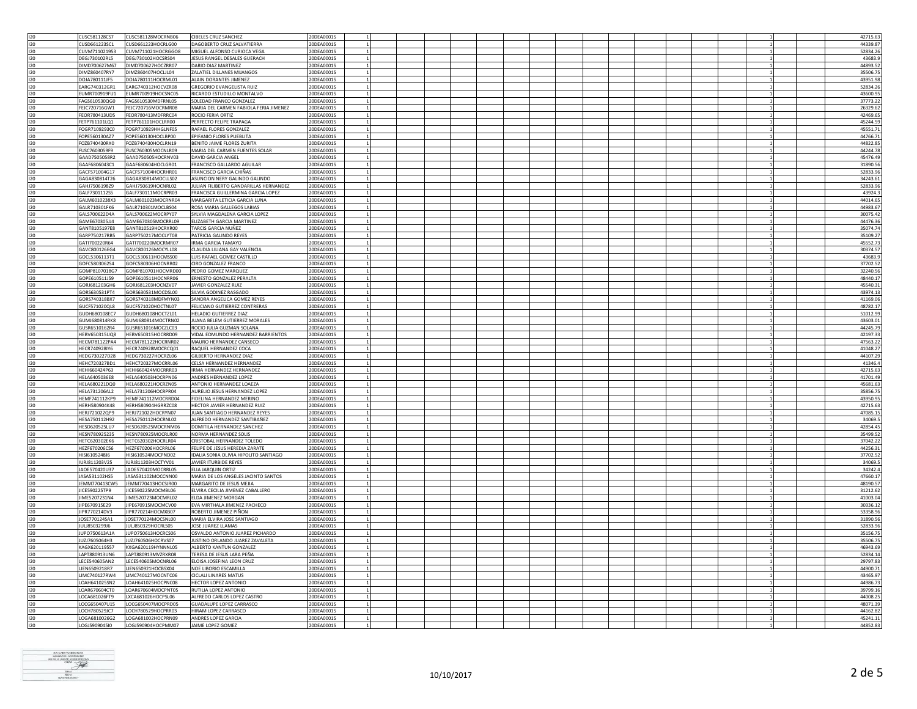| | | | | | | | | | | | | | | | | | | | | | | |
|---|---|---|---|---|---|---|---|---|---|---|---|---|---|---|---|---|---|---|---|---|---|---|
| I20 | CUSC581128CS7 | CUSC581128MOCRNB06 | CIBELES CRUZ SANCHEZ | 20DEA0001S | 1 | | | | | | | | | | | | | | | 1 | | 42715.63 |
| I20 | CUSD661223SC1 | CUSD661223HOCRLG00 | DAGOBERTO CRUZ SALVATIERRA | 20DEA0001S | 1 | | | | | | | | | | | | | | | 1 | | 44339.87 |
| I20 | CUVM711021953 | CUVM711021HOCRGG08 | MIGUEL ALFONSO CURIOCA VEGA | 20DEA0001S | 1 | | | | | | | | | | | | | | | 1 | | 52834.26 |
| I20 | DEGJ730102RL5 | DEGJ730102HOCSRS04 | JESUS RANGEL DESALES GUERACH | 20DEA0001S | 1 | | | | | | | | | | | | | | | 1 | | 43683.9 |
| I20 | DIMD700627M67 | DIMD700627HOCZRR07 | DARIO DIAZ MARTINEZ | 20DEA0001S | 1 | | | | | | | | | | | | | | | 1 | | 44893.52 |
| I20 | DIMZ860407RY7 | DIMZ860407HOCLJL04 | ZALATIEL DILLANES MIJANGOS | 20DEA0001S | 1 | | | | | | | | | | | | | | | 1 | | 35506.75 |
| I20 | DOJA780111IF5 | DOJA780111HOCRML01 | ALAIN DORANTES JIMENEZ | 20DEA0001S | 1 | | | | | | | | | | | | | | | 1 | | 43951.98 |
| I20 | EARG740312GR1 | EARG740312HOCVZR08 | GREGORIO EVANGELISTA RUIZ | 20DEA0001S | 1 | | | | | | | | | | | | | | | 1 | | 52834.26 |
| I20 | EUMR700919FU1 | EUMR700919HOCSNC05 | RICARDO ESTUDILLO MONTALVO | 20DEA0001S | 1 | | | | | | | | | | | | | | | 1 | | 43600.95 |
| I20 | FAGS610530QG0 | FAGS610530MDFRNL05 | SOLEDAD FRANCO GONZALEZ | 20DEA0001S | 1 | | | | | | | | | | | | | | | 1 | | 37773.22 |
| I20 | FEJC720716GW1 | FEJC720716MOCRMR08 | MARIA DEL CARMEN FABIOLA FERIA JIMENEZ | 20DEA0001S | 1 | | | | | | | | | | | | | | | 1 | | 26329.62 |
| I20 | FEOR780413UD5 | FEOR780413MDFRRC04 | ROCIO FERIA ORTIZ | 20DEA0001S | 1 | | | | | | | | | | | | | | | 1 | | 42469.65 |
| I20 | FETP761101LQ1 | FETP761101HOCLRR00 | PERFECTO FELIPE TRAPAGA | 20DEA0001S | 1 | | | | | | | | | | | | | | | 1 | | 45244.59 |
| I20 | FOGR7109293C0 | FOGR710929HHGLNF05 | RAFAEL FLORES GONZALEZ | 20DEA0001S | 1 | | | | | | | | | | | | | | | 1 | | 45551.71 |
| I20 | FOPE560130AZ7 | FOPE560130HOCLBP00 | EPIFANIO FLORES PUEBLITA | 20DEA0001S | 1 | | | | | | | | | | | | | | | 1 | | 44766.71 |
| I20 | FOZB740430RX0 | FOZB740430HOCLRN19 | BENITO JAIME FLORES ZURITA | 20DEA0001S | 1 | | | | | | | | | | | | | | | 1 | | 44822.85 |
| I20 | FUSC7603059F9 | FUSC760305MOCNLR09 | MARIA DEL CARMEN FUENTES SOLAR | 20DEA0001S | 1 | | | | | | | | | | | | | | | 1 | | 44244.78 |
| I20 | GAAD7505058R2 | GAAD750505HOCRNV03 | DAVID GARCIA ANGEL | 20DEA0001S | 1 | | | | | | | | | | | | | | | 1 | | 45476.49 |
| I20 | GAAF6806043C1 | GAAF680604HOCLGR01 | FRANCISCO GALLARDO AGUILAR | 20DEA0001S | 1 | | | | | | | | | | | | | | | 1 | | 31890.56 |
| I20 | GACF571004G17 | GACF571004HOCRHR01 | FRANCISCO GARCIA CHIÑAS | 20DEA0001S | 1 | | | | | | | | | | | | | | | 1 | | 52833.96 |
| I20 | GAGA830814T26 | GAGA830814MOCLLS02 | ASUNCION NERY GALINDO GALINDO | 20DEA0001S | 1 | | | | | | | | | | | | | | | 1 | | 34243.61 |
| I20 | GAHJ7506198Z9 | GAHJ750619HOCNRL02 | JULIAN FILIBERTO GANDARILLAS HERNANDEZ | 20DEA0001S | 1 | | | | | | | | | | | | | | | 1 | | 52833.96 |
| I20 | GALF7301112S5 | GALF730111MOCRPR03 | FRANCISCA GUILLERMINA GARCIA LOPEZ | 20DEA0001S | 1 | | | | | | | | | | | | | | | 1 | | 43924.3 |
| I20 | GALM6010238X3 | GALM601023MOCRNR04 | MARGARITA LETICIA GARCIA LUNA | 20DEA0001S | 1 | | | | | | | | | | | | | | | 1 | | 44014.65 |
| I20 | GALR710301FK6 | GALR710301MOCLBS04 | ROSA MARIA GALLEGOS LABIAS | 20DEA0001S | 1 | | | | | | | | | | | | | | | 1 | | 44983.67 |
| I20 | GALS700622D4A | GALS700622MOCRPY07 | SYLVIA MAGDALENA GARCIA LOPEZ | 20DEA0001S | 1 | | | | | | | | | | | | | | | 1 | | 30075.42 |
| I20 | GAME670305JJ4 | GAME670305MOCRRL09 | ELIZABETH GARCIA MARTINEZ | 20DEA0001S | 1 | | | | | | | | | | | | | | | 1 | | 44476.36 |
| I20 | GANT8105197E8 | GANT810519HOCRXR00 | TARCIS GARCIA NUÑEZ | 20DEA0001S | 1 | | | | | | | | | | | | | | | 1 | | 35074.74 |
| I20 | GARP750217RB5 | GARP750217MOCLYT08 | PATRICIA GALINDO REYES | 20DEA0001S | 1 | | | | | | | | | | | | | | | 1 | | 35109.27 |
| I20 | GATI700220R64 | GATI700220MOCRMR07 | IRMA GARCIA TAMAYO | 20DEA0001S | 1 | | | | | | | | | | | | | | | 1 | | 45552.73 |
| I20 | GAVC800126EG4 | GAVC800126MOCYLL08 | CLAUDIA LILIANA GAY VALENCIA | 20DEA0001S | 1 | | | | | | | | | | | | | | | 1 | | 30374.57 |
| I20 | GOCL5306113T1 | GOCL530611HOCMSS00 | LUIS RAFAEL GOMEZ CASTILLO | 20DEA0001S | 1 | | | | | | | | | | | | | | | 1 | | 43683.9 |
| I20 | GOFC5803062S4 | GOFC580306HOCNRR02 | CIRO GONZALEZ FRANCO | 20DEA0001S | 1 | | | | | | | | | | | | | | | 1 | | 37702.52 |
| I20 | GOMP8107018G7 | GOMP810701HOCMRD00 | PEDRO GOMEZ MARQUEZ | 20DEA0001S | 1 | | | | | | | | | | | | | | | 1 | | 32240.56 |
| I20 | GOPE610511J59 | GOPE610511HOCNRR06 | ERNESTO GONZALEZ PERALTA | 20DEA0001S | 1 | | | | | | | | | | | | | | | 1 | | 48440.17 |
| I20 | GORJ681203GH6 | GORJ681203HOCNZV07 | JAVIER GONZALEZ RUIZ | 20DEA0001S | 1 | | | | | | | | | | | | | | | 1 | | 45540.31 |
| I20 | GORS630531PT4 | GORS630531MOCDSL00 | SILVIA GODINEZ RASGADO | 20DEA0001S | 1 | | | | | | | | | | | | | | | 1 | | 43974.13 |
| I20 | GORS740318BX7 | GORS740318MDFMYN03 | SANDRA ANGELICA GOMEZ REYES | 20DEA0001S | 1 | | | | | | | | | | | | | | | 1 | | 41169.06 |
| I20 | GUCF571020QL8 | GUCF571020HOCTNL07 | FELICIANO GUTIERREZ CONTRERAS | 20DEA0001S | 1 | | | | | | | | | | | | | | | 1 | | 48782.17 |
| I20 | GUDH680108EC7 | GUDH680108HOCTZL01 | HELADIO GUTIERREZ DIAZ | 20DEA0001S | 1 | | | | | | | | | | | | | | | 1 | | 51012.99 |
| I20 | GUMJ680814RK8 | GUMJ680814MOCTRN02 | JUANA BELEM GUTIERREZ MORALES | 20DEA0001S | 1 | | | | | | | | | | | | | | | 1 | | 43603.01 |
| I20 | GUSR6510162R4 | GUSR651016MOCZLC03 | ROCIO JULIA GUZMAN SOLANA | 20DEA0001S | 1 | | | | | | | | | | | | | | | 1 | | 44245.79 |
| I20 | HEBV650315UQ8 | HEBV650315HOCRRD09 | VIDAL EDMUNDO HERNANDEZ BARRIENTOS | 20DEA0001S | 1 | | | | | | | | | | | | | | | 1 | | 42197.33 |
| I20 | HECM781122PA4 | HECM781122HOCRNR02 | MAURO HERNANDEZ CANSECO | 20DEA0001S | 1 | | | | | | | | | | | | | | | 1 | | 47563.22 |
| I20 | HECR740928IY6 | HECR740928MOCRCQ01 | RAQUEL HERNANDEZ COCA | 20DEA0001S | 1 | | | | | | | | | | | | | | | 1 | | 41048.27 |
| I20 | HEDG730227D28 | HEDG730227HOCRZL06 | GILBERTO HERNANDEZ DIAZ | 20DEA0001S | 1 | | | | | | | | | | | | | | | 1 | | 44107.29 |
| I20 | HEHC720327BD1 | HEHC720327MOCRRL06 | CELSA HERNANDEZ HERNANDEZ | 20DEA0001S | 1 | | | | | | | | | | | | | | | 1 | | 41346.4 |
| I20 | HEHI660424P63 | HEHI660424MOCRRR03 | IRMA HERNANDEZ HERNANDEZ | 20DEA0001S | 1 | | | | | | | | | | | | | | | 1 | | 42715.63 |
| I20 | HELA6405036E8 | HELA640503HOCRPN06 | ANDRES HERNANDEZ LOPEZ | 20DEA0001S | 1 | | | | | | | | | | | | | | | 1 | | 41701.49 |
| I20 | HELA680221DQ0 | HELA680221HOCRZN05 | ANTONIO HERNANDEZ LOAEZA | 20DEA0001S | 1 | | | | | | | | | | | | | | | 1 | | 45681.63 |
| I20 | HELA731206AL2 | HELA731206HOCRPR04 | AURELIO JESUS HERNANDEZ LOPEZ | 20DEA0001S | 1 | | | | | | | | | | | | | | | 1 | | 35856.75 |
| I20 | HEMF741112KP9 | HEMF741112MOCRRD04 | FIDELINA HERNANDEZ MERINO | 20DEA0001S | 1 | | | | | | | | | | | | | | | 1 | | 43950.95 |
| I20 | HERH580904K48 | HERH580904HGRRZC08 | HECTOR JAVIER HERNANDEZ RUIZ | 20DEA0001S | 1 | | | | | | | | | | | | | | | 1 | | 42715.63 |
| I20 | HERJ721022QP9 | HERJ721022HOCRYN07 | JUAN SANTIAGO HERNANDEZ REYES | 20DEA0001S | 1 | | | | | | | | | | | | | | | 1 | | 47085.15 |
| I20 | HESA750112H92 | HESA750112HOCRNL02 | ALFREDO HERNANDEZ SANTIBAÑEZ | 20DEA0001S | 1 | | | | | | | | | | | | | | | 1 | | 34069.5 |
| I20 | HESD620525LU7 | HESD620525MOCRNM06 | DOMITILA HERNANDEZ SANCHEZ | 20DEA0001S | 1 | | | | | | | | | | | | | | | 1 | | 42854.45 |
| I20 | HESN780925235 | HESN780925MOCRLR00 | NORMA HERNANDEZ SOLIS | 20DEA0001S | 1 | | | | | | | | | | | | | | | 1 | | 35499.52 |
| I20 | HETC620302EK6 | HETC620302HOCRLR04 | CRISTOBAL HERNANDEZ TOLEDO | 20DEA0001S | 1 | | | | | | | | | | | | | | | 1 | | 37042.22 |
| I20 | HEZF670206C56 | HEZF670206HOCRRL06 | FELIPE DE JESUS HEREDIA ZARATE | 20DEA0001S | 1 | | | | | | | | | | | | | | | 1 | | 44256.31 |
| I20 | HISI610524BJ6 | HISI610524MOCPND02 | IDALIA SONIA OLIVIA HIPOLITO SANTIAGO | 20DEA0001S | 1 | | | | | | | | | | | | | | | 1 | | 37702.52 |
| I20 | IURJ811203V25 | IURJ811203HOCTYV01 | JAVIER ITURBIDE REYES | 20DEA0001S | 1 | | | | | | | | | | | | | | | 1 | | 34069.5 |
| I20 | JAOE570420U37 | JAOE570420MOCRRL05 | ELIA JARQUIN ORTIZ | 20DEA0001S | 1 | | | | | | | | | | | | | | | 1 | | 34242.4 |
| I20 | JASA531102HS5 | JASA531102MOCCNN00 | MARIA DE LOS ANGELES JACINTO SANTOS | 20DEA0001S | 1 | | | | | | | | | | | | | | | 1 | | 47660.17 |
| I20 | JEMM770413CW5 | JEMM770413HOCSJR00 | MARGARITO DE JESUS MEJIA | 20DEA0001S | 1 | | | | | | | | | | | | | | | 1 | | 48190.57 |
| I20 | JICE590225TP9 | JICE590225MOCMBL06 | ELVIRA CECILIA JIMENEZ CABALLERO | 20DEA0001S | 1 | | | | | | | | | | | | | | | 1 | | 31212.62 |
| I20 | JIME5207231N4 | JIME520723MOCMRL02 | ELDA JIMENEZ MORGAN | 20DEA0001S | 1 | | | | | | | | | | | | | | | 1 | | 41003.04 |
| I20 | JIPE670915E29 | JIPE670915MOCMCV00 | EVA MIRTHALA JIMENEZ PACHECO | 20DEA0001S | 1 | | | | | | | | | | | | | | | 1 | | 30336.12 |
| I20 | JIPR770214DV3 | JIPR770214HOCMXB07 | ROBERTO JIMENEZ PIÑON | 20DEA0001S | 1 | | | | | | | | | | | | | | | 1 | | 53358.96 |
| I20 | JOSE770124SA1 | JOSE770124MOCSNL00 | MARIA ELVIRA JOSE SANTIAGO | 20DEA0001S | 1 | | | | | | | | | | | | | | | 1 | | 31890.56 |
| I20 | JULJ8503299J6 | JULJ850329HOCRLS05 | JOSE JUAREZ LLAMAS | 20DEA0001S | 1 | | | | | | | | | | | | | | | 1 | | 52833.96 |
| I20 | JUPO750613A1A | JUPO750613HOCRCS06 | OSVALDO ANTONIO JUAREZ PICHARDO | 20DEA0001S | 1 | | | | | | | | | | | | | | | 1 | | 35156.75 |
| I20 | JUZJ7605064H3 | JUZJ760506HOCRVS07 | JUSTINO ORLANDO JUAREZ ZAVALETA | 20DEA0001S | 1 | | | | | | | | | | | | | | | 1 | | 35506.75 |
| I20 | KAGX620119557 | KXGA620119HYNNNL05 | ALBERTO KANTUN GONZALEZ | 20DEA0001S | 1 | | | | | | | | | | | | | | | 1 | | 46943.69 |
| I20 | LAPT880913UN6 | LAPT880913MVZRXR08 | TERESA DE JESUS LARA PEÑA | 20DEA0001S | 1 | | | | | | | | | | | | | | | 1 | | 52834.14 |
| I20 | LECE540605AN2 | LECE540605MOCNRL06 | ELOISA JOSEFINA LEON CRUZ | 20DEA0001S | 1 | | | | | | | | | | | | | | | 1 | | 29797.83 |
| I20 | LIEN6509218R7 | LIEN650921HOCBSX04 | NOE LIBORIO ESCAMILLA | 20DEA0001S | 1 | | | | | | | | | | | | | | | 1 | | 44900.71 |
| I20 | LIMC740127RW4 | LIMC740127MOCNTC06 | CICLALI LINARES MATUS | 20DEA0001S | 1 | | | | | | | | | | | | | | | 1 | | 43465.97 |
| I20 | LOAH641025SN2 | LOAH641025HOCPNC08 | HECTOR LOPEZ ANTONIO | 20DEA0001S | 1 | | | | | | | | | | | | | | | 1 | | 44986.73 |
| I20 | LOAR670604CT0 | LOAR670604MOCPNT05 | RUTILIA LOPEZ ANTONIO | 20DEA0001S | 1 | | | | | | | | | | | | | | | 1 | | 39799.16 |
| I20 | LOCA681026FT9 | LXCA681026HOCPSL06 | ALFREDO CARLOS LOPEZ CASTRO | 20DEA0001S | 1 | | | | | | | | | | | | | | | 1 | | 44008.25 |
| I20 | LOCG650407U15 | LOCG650407MOCPRD05 | GUADALUPE LOPEZ CARRASCO | 20DEA0001S | 1 | | | | | | | | | | | | | | | 1 | | 48071.39 |
| I20 | LOCH780529JC7 | LOCH780529HOCPRR03 | HIRAM LOPEZ CARRASCO | 20DEA0001S | 1 | | | | | | | | | | | | | | | 1 | | 44162.82 |
| I20 | LOGA6810026G2 | LOGA681002HOCPRN09 | ANDRES LOPEZ GARCIA | 20DEA0001S | 1 | | | | | | | | | | | | | | | 1 | | 45241.11 |
| I20 | LOGJ5909045I0 | LOGJ590904HOCPMM07 | JAIME LOPEZ GOMEZ | 20DEA0001S | 1 | | | | | | | | | | | | | | | 1 | | 44852.83 |

10/10/2017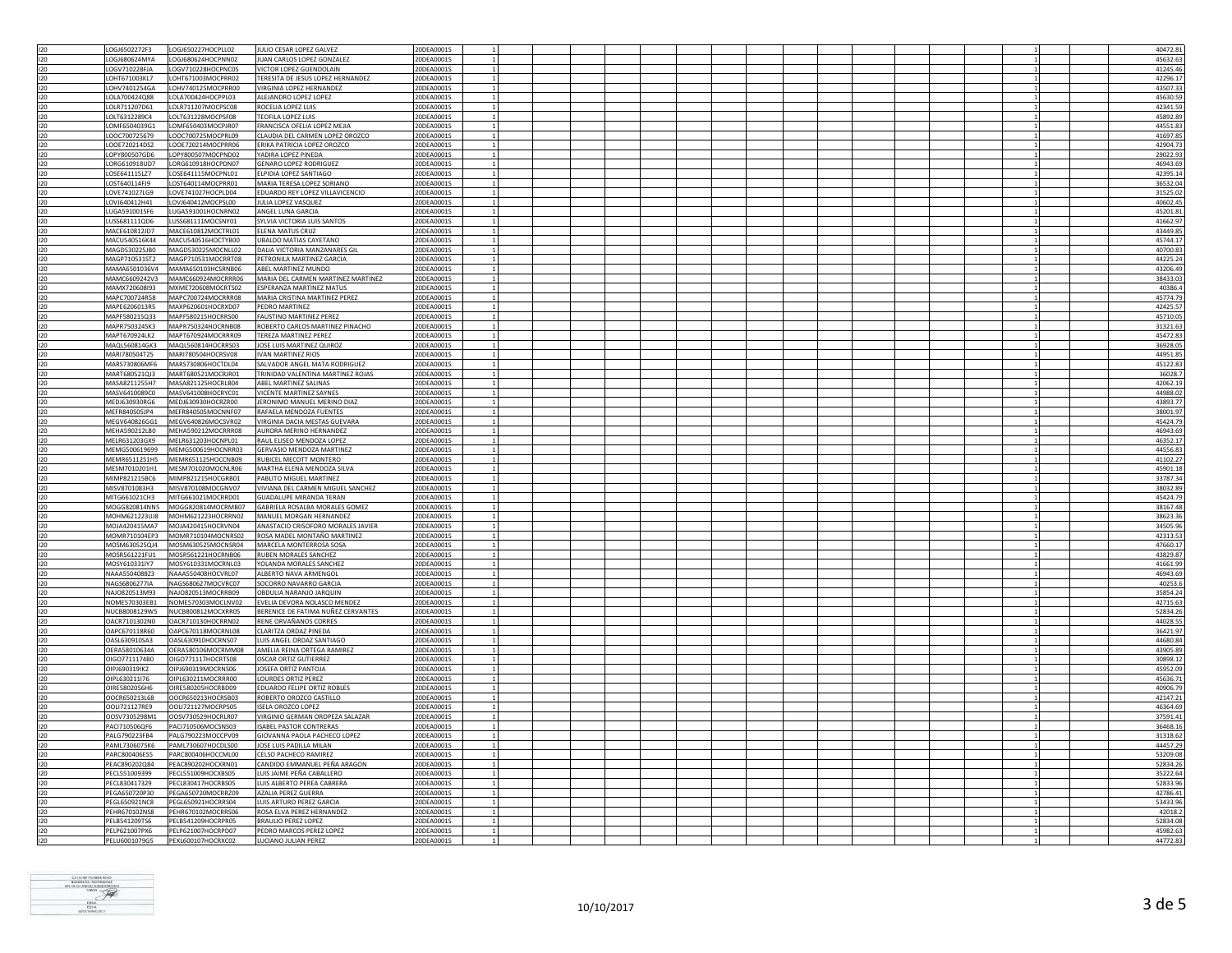| | | | | | | | | | | | | | | | | | | | | | | | |
|---|---|---|---|---|---|---|---|---|---|---|---|---|---|---|---|---|---|---|---|---|---|---|---|
| I20 | LOGJ6502272F3 | LOGJ650227HOCPLL02 | JULIO CESAR LOPEZ GALVEZ | 20DEA0001S | 1 | | | | | | | | | | | | | | | | 1 | | 40472.81 |
| I20 | LOGJ680624MYA | LOGJ680624HOCPNN02 | JUAN CARLOS LOPEZ GONZALEZ | 20DEA0001S | 1 | | | | | | | | | | | | | | | | 1 | | 45632.63 |
| I20 | LOGV710228FJA | LOGV710228HOCPNC05 | VICTOR LOPEZ GUENDOLAIN | 20DEA0001S | 1 | | | | | | | | | | | | | | | | 1 | | 41245.46 |
| I20 | LOHT671003KL7 | LOHT671003MOCPRR02 | TERESITA DE JESUS LOPEZ HERNANDEZ | 20DEA0001S | 1 | | | | | | | | | | | | | | | | 1 | | 42296.17 |
| I20 | LOHV7401254GA | LOHV740125MOCPRR00 | VIRGINIA LOPEZ HERNANDEZ | 20DEA0001S | 1 | | | | | | | | | | | | | | | | 1 | | 43507.33 |
| I20 | LOLA700424Q88 | LOLA700424HOCPPL03 | ALEJANDRO LOPEZ LOPEZ | 20DEA0001S | 1 | | | | | | | | | | | | | | | | 1 | | 45630.59 |
| I20 | LOLR711207D61 | LOLR711207MOCPSC08 | ROCELIA LOPEZ LUIS | 20DEA0001S | 1 | | | | | | | | | | | | | | | | 1 | | 42341.59 |
| I20 | LOLT6312289C4 | LOLT631228MOCPSF08 | TEOFILA LOPEZ LUIS | 20DEA0001S | 1 | | | | | | | | | | | | | | | | 1 | | 45892.89 |
| I20 | LOMF6504039G1 | LOMF650403MOCPJR07 | FRANCISCA OFELIA LOPEZ MEJIA | 20DEA0001S | 1 | | | | | | | | | | | | | | | | 1 | | 44551.83 |
| I20 | LOOC700725679 | LOOC700725MOCPRL09 | CLAUDIA DEL CARMEN LOPEZ OROZCO | 20DEA0001S | 1 | | | | | | | | | | | | | | | | 1 | | 41697.85 |
| I20 | LOOE720214DS2 | LOOE720214MOCPRR06 | ERIKA PATRICIA LOPEZ OROZCO | 20DEA0001S | 1 | | | | | | | | | | | | | | | | 1 | | 42904.73 |
| I20 | LOPY800507GD6 | LOPY800507MOCPND02 | YADIRA LOPEZ PINEDA | 20DEA0001S | 1 | | | | | | | | | | | | | | | | 1 | | 29022.93 |
| I20 | LORG610918UD7 | LORG610918HOCPDN07 | GENARO LOPEZ RODRIGUEZ | 20DEA0001S | 1 | | | | | | | | | | | | | | | | 1 | | 46943.69 |
| I20 | LOSE641115LZ7 | LOSE641115MOCPNL01 | ELPIDIA LOPEZ SANTIAGO | 20DEA0001S | 1 | | | | | | | | | | | | | | | | 1 | | 42395.14 |
| I20 | LOST640114FJ9 | LOST640114MOCPRR01 | MARIA TERESA LOPEZ SORIANO | 20DEA0001S | 1 | | | | | | | | | | | | | | | | 1 | | 36532.04 |
| I20 | LOVE741027LG9 | LOVE741027HOCPLD04 | EDUARDO REY LOPEZ VILLAVICENCIO | 20DEA0001S | 1 | | | | | | | | | | | | | | | | 1 | | 31525.02 |
| I20 | LOVJ640412H41 | LOVJ640412MOCPSL00 | JULIA LOPEZ VASQUEZ | 20DEA0001S | 1 | | | | | | | | | | | | | | | | 1 | | 40602.45 |
| I20 | LUGA5910015F6 | LUGA591001HOCNRN02 | ANGEL LUNA GARCIA | 20DEA0001S | 1 | | | | | | | | | | | | | | | | 1 | | 45201.81 |
| I20 | LUSS681111QD6 | LUSS681111MOCSNY01 | SYLVIA VICTORIA LUIS SANTOS | 20DEA0001S | 1 | | | | | | | | | | | | | | | | 1 | | 41662.97 |
| I20 | MACE610812JD7 | MACE610812MOCTRL01 | ELENA MATUS CRUZ | 20DEA0001S | 1 | | | | | | | | | | | | | | | | 1 | | 43449.85 |
| I20 | MACU540516K44 | MACU540516HOCTYB00 | UBALDO MATIAS CAYETANO | 20DEA0001S | 1 | | | | | | | | | | | | | | | | 1 | | 45744.17 |
| I20 | MAGD530225JB0 | MAGD530225MOCNLL02 | DALIA VICTORIA MANZANARES GIL | 20DEA0001S | 1 | | | | | | | | | | | | | | | | 1 | | 40700.83 |
| I20 | MAGP710531ST2 | MAGP710531MOCRRT08 | PETRONILA MARTINEZ GARCIA | 20DEA0001S | 1 | | | | | | | | | | | | | | | | 1 | | 44225.24 |
| I20 | MAMA6501036V4 | MAMA650103HCSRNB06 | ABEL MARTINEZ MUNDO | 20DEA0001S | 1 | | | | | | | | | | | | | | | | 1 | | 43206.49 |
| I20 | MAMC6609242V3 | MAMC660924MOCRRR06 | MARIA DEL CARMEN MARTINEZ MARTINEZ | 20DEA0001S | 1 | | | | | | | | | | | | | | | | 1 | | 38433.03 |
| I20 | MAMX720608I93 | MXME720608MOCRTS02 | ESPERANZA MARTINEZ MATUS | 20DEA0001S | 1 | | | | | | | | | | | | | | | | 1 | | 40386.4 |
| I20 | MAPC700724R58 | MAPC700724MOCRRR08 | MARIA CRISTINA MARTINEZ PEREZ | 20DEA0001S | 1 | | | | | | | | | | | | | | | | 1 | | 45774.79 |
| I20 | MAPE6206013R5 | MAXP620601HOCRXD07 | PEDRO MARTINEZ | 20DEA0001S | 1 | | | | | | | | | | | | | | | | 1 | | 42425.57 |
| I20 | MAPF580215Q33 | MAPF580215HOCRRS00 | FAUSTINO MARTINEZ PEREZ | 20DEA0001S | 1 | | | | | | | | | | | | | | | | 1 | | 45710.05 |
| I20 | MAPR7503245K3 | MAPR750324HOCRNB08 | ROBERTO CARLOS MARTINEZ PINACHO | 20DEA0001S | 1 | | | | | | | | | | | | | | | | 1 | | 31321.63 |
| I20 | MAPT670924LK2 | MAPT670924MOCRRR09 | TEREZA MARTINEZ PEREZ | 20DEA0001S | 1 | | | | | | | | | | | | | | | | 1 | | 45472.83 |
| I20 | MAQL560814GK3 | MAQL560814HOCRRS03 | JOSE LUIS MARTINEZ QUIROZ | 20DEA0001S | 1 | | | | | | | | | | | | | | | | 1 | | 36928.05 |
| I20 | MARI780504T25 | MARI780504HOCRSV08 | IVAN MARTINEZ RIOS | 20DEA0001S | 1 | | | | | | | | | | | | | | | | 1 | | 44951.85 |
| I20 | MARS730806MF6 | MARS730806HOCTDL04 | SALVADOR ANGEL MATA RODRIGUEZ | 20DEA0001S | 1 | | | | | | | | | | | | | | | | 1 | | 45122.83 |
| I20 | MART680521QJ3 | MART680521MOCRJR01 | TRINIDAD VALENTINA MARTINEZ ROJAS | 20DEA0001S | 1 | | | | | | | | | | | | | | | | 1 | | 36028.7 |
| I20 | MASA8211255H7 | MASA821125HOCRLB04 | ABEL MARTINEZ SALINAS | 20DEA0001S | 1 | | | | | | | | | | | | | | | | 1 | | 42062.19 |
| I20 | MASV6410089C0 | MASV641008HOCRYC01 | VICENTE MARTINEZ SAYNES | 20DEA0001S | 1 | | | | | | | | | | | | | | | | 1 | | 44988.02 |
| I20 | MEDJ630930RG6 | MEDJ630930HOCRZR00 | JERONIMO MANUEL MERINO DIAZ | 20DEA0001S | 1 | | | | | | | | | | | | | | | | 1 | | 43893.77 |
| I20 | MEFR840505JP4 | MEFR840505MOCNNF07 | RAFAELA MENDOZA FUENTES | 20DEA0001S | 1 | | | | | | | | | | | | | | | | 1 | | 38001.97 |
| I20 | MEGV640826GG1 | MEGV640826MOCSVR02 | VIRGINIA DACIA MESTAS GUEVARA | 20DEA0001S | 1 | | | | | | | | | | | | | | | | 1 | | 45424.79 |
| I20 | MEHA590212LB0 | MEHA590212MOCRRR08 | AURORA MERINO HERNANDEZ | 20DEA0001S | 1 | | | | | | | | | | | | | | | | 1 | | 46943.69 |
| I20 | MELR631203GX9 | MELR631203HOCNPL01 | RAUL ELISEO MENDOZA LOPEZ | 20DEA0001S | 1 | | | | | | | | | | | | | | | | 1 | | 46352.17 |
| I20 | MEMG500619699 | MEMG500619HOCNRR03 | GERVASIO MENDOZA MARTINEZ | 20DEA0001S | 1 | | | | | | | | | | | | | | | | 1 | | 44556.83 |
| I20 | MEMR651125IH5 | MEMR651125HOCCNB09 | RUBICEL MECOTT MONTERO | 20DEA0001S | 1 | | | | | | | | | | | | | | | | 1 | | 41102.27 |
| I20 | MESM7010201H1 | MESM701020MOCNLR06 | MARTHA ELENA MENDOZA SILVA | 20DEA0001S | 1 | | | | | | | | | | | | | | | | 1 | | 45901.18 |
| I20 | MIMP821215BC6 | MIMP821215HOCGRB01 | PABLITO MIGUEL MARTINEZ | 20DEA0001S | 1 | | | | | | | | | | | | | | | | 1 | | 33787.34 |
| I20 | MISV8701083H3 | MISV870108MOCGNV07 | VIVIANA DEL CARMEN MIGUEL SANCHEZ | 20DEA0001S | 1 | | | | | | | | | | | | | | | | 1 | | 38032.89 |
| I20 | MITG661021CH3 | MITG661021MOCRRD01 | GUADALUPE MIRANDA TERAN | 20DEA0001S | 1 | | | | | | | | | | | | | | | | 1 | | 45424.79 |
| I20 | MOGG820814NN5 | MOGG820814MOCRMB07 | GABRIELA ROSALBA MORALES GOMEZ | 20DEA0001S | 1 | | | | | | | | | | | | | | | | 1 | | 38167.48 |
| I20 | MOHM621223UJ8 | MOHM621223HOCRRN02 | MANUEL MORGAN HERNANDEZ | 20DEA0001S | 1 | | | | | | | | | | | | | | | | 1 | | 38623.36 |
| I20 | MOJA420415MA7 | MOJA420415HOCRVN04 | ANASTACIO CRISOFORO MORALES JAVIER | 20DEA0001S | 1 | | | | | | | | | | | | | | | | 1 | | 34505.96 |
| I20 | MOMR710104EP3 | MOMR710104MOCNRS02 | ROSA MADEL MONTAÑO MARTINEZ | 20DEA0001S | 1 | | | | | | | | | | | | | | | | 1 | | 42313.53 |
| I20 | MOSM630525QJ4 | MOSM630525MOCNSR04 | MARCELA MONTERROSA SOSA | 20DEA0001S | 1 | | | | | | | | | | | | | | | | 1 | | 47660.17 |
| I20 | MOSR561221FU1 | MOSR561221HOCRNB06 | RUBEN MORALES SANCHEZ | 20DEA0001S | 1 | | | | | | | | | | | | | | | | 1 | | 43829.87 |
| I20 | MOSY610331IY7 | MOSY610331MOCRNL03 | YOLANDA MORALES SANCHEZ | 20DEA0001S | 1 | | | | | | | | | | | | | | | | 1 | | 41661.99 |
| I20 | NAAA550408BZ3 | NAAA550408HOCVRL07 | ALBERTO NAVA ARMENGOL | 20DEA0001S | 1 | | | | | | | | | | | | | | | | 1 | | 46943.69 |
| I20 | NAGS6806277IA | NAGS680627MOCVRC07 | SOCORRO NAVARRO GARCIA | 20DEA0001S | 1 | | | | | | | | | | | | | | | | 1 | | 40253.6 |
| I20 | NAJO820513M93 | NAJO820513MOCRRB09 | OBDULIA NARANJO JARQUIN | 20DEA0001S | 1 | | | | | | | | | | | | | | | | 1 | | 35854.24 |
| I20 | NOME570303EB1 | NOME570303MOCLNV02 | EVELIA DEVORA NOLASCO MENDEZ | 20DEA0001S | 1 | | | | | | | | | | | | | | | | 1 | | 42715.63 |
| I20 | NUCB8008129W5 | NUCB800812MOCXRR05 | BERENICE DE FATIMA NUÑEZ CERVANTES | 20DEA0001S | 1 | | | | | | | | | | | | | | | | 1 | | 52834.26 |
| I20 | OACR7101302N0 | OACR710130HOCRRN02 | RENE ORVAÑANOS CORRES | 20DEA0001S | 1 | | | | | | | | | | | | | | | | 1 | | 44028.55 |
| I20 | OAPC670118R60 | OAPC670118MOCRNL08 | CLARITZA ORDAZ PINEDA | 20DEA0001S | 1 | | | | | | | | | | | | | | | | 1 | | 36421.97 |
| I20 | OASL630910SA3 | OASL630910HOCRNS07 | LUIS ANGEL ORDAZ SANTIAGO | 20DEA0001S | 1 | | | | | | | | | | | | | | | | 1 | | 44680.84 |
| I20 | OERA58010634A | OERA580106MOCRMM08 | AMELIA REINA ORTEGA RAMIREZ | 20DEA0001S | 1 | | | | | | | | | | | | | | | | 1 | | 43905.89 |
| I20 | OIGO7711174B0 | OIGO771117HOCRTS08 | OSCAR ORTIZ GUTIERREZ | 20DEA0001S | 1 | | | | | | | | | | | | | | | | 1 | | 30898.12 |
| I20 | OIPJ690319IK2 | OIPJ690319MOCRNS06 | JOSEFA ORTIZ PANTOJA | 20DEA0001S | 1 | | | | | | | | | | | | | | | | 1 | | 45952.09 |
| I20 | OIPL630211I76 | OIPL630211MOCRRR00 | LOURDES ORTIZ PEREZ | 20DEA0001S | 1 | | | | | | | | | | | | | | | | 1 | | 45636.71 |
| I20 | OIRE5802056H6 | OIRE580205HOCRBD09 | EDUARDO FELIPE ORTIZ ROBLES | 20DEA0001S | 1 | | | | | | | | | | | | | | | | 1 | | 40906.79 |
| I20 | OOCR650213L68 | OOCR650213HOCRSB03 | ROBERTO OROZCO CASTILLO | 20DEA0001S | 1 | | | | | | | | | | | | | | | | 1 | | 42147.21 |
| I20 | OOLI721127RE9 | OOLI721127MOCRPS05 | ISELA OROZCO LOPEZ | 20DEA0001S | 1 | | | | | | | | | | | | | | | | 1 | | 46364.69 |
| I20 | OOSV7305298M1 | OOSV730529HOCRLR07 | VIRGINIO GERMAN OROPEZA SALAZAR | 20DEA0001S | 1 | | | | | | | | | | | | | | | | 1 | | 37591.41 |
| I20 | PACI710506QF6 | PACI710506MOCSNS03 | ISABEL PASTOR CONTRERAS | 20DEA0001S | 1 | | | | | | | | | | | | | | | | 1 | | 36468.16 |
| I20 | PALG790223FB4 | PALG790223MOCCPV09 | GIOVANNA PAOLA PACHECO LOPEZ | 20DEA0001S | 1 | | | | | | | | | | | | | | | | 1 | | 31318.62 |
| I20 | PAML730607K6 | PAML730607HOCDLS00 | JOSE LUIS PADILLA MILAN | 20DEA0001S | 1 | | | | | | | | | | | | | | | | 1 | | 44457.29 |
| I20 | PARC800406ES5 | PARC800406HOCCML00 | CELSO PACHECO RAMIREZ | 20DEA0001S | 1 | | | | | | | | | | | | | | | | 1 | | 53209.08 |
| I20 | PEAC890202Q84 | PEAC890202HOCXRN01 | CANDIDO EMMANUEL PEÑA ARAGON | 20DEA0001S | 1 | | | | | | | | | | | | | | | | 1 | | 52834.26 |
| I20 | PECL551009399 | PECL551009HOCXBS05 | LUIS JAIME PEÑA CABALLERO | 20DEA0001S | 1 | | | | | | | | | | | | | | | | 1 | | 35222.64 |
| I20 | PECL830417329 | PECL830417HOCRBS05 | LUIS ALBERTO PEREA CABRERA | 20DEA0001S | 1 | | | | | | | | | | | | | | | | 1 | | 52833.96 |
| I20 | PEGA650720P30 | PEGA650720MOCRRZ09 | AZALIA PEREZ GUERRA | 20DEA0001S | 1 | | | | | | | | | | | | | | | | 1 | | 42786.41 |
| I20 | PEGL650921NC8 | PEGL650921HOCRRS04 | LUIS ARTURO PEREZ GARCIA | 20DEA0001S | 1 | | | | | | | | | | | | | | | | 1 | | 53433.96 |
| I20 | PEHR670102NS8 | PEHR670102MOCRRS06 | ROSA ELVA PEREZ HERNANDEZ | 20DEA0001S | 1 | | | | | | | | | | | | | | | | 1 | | 42018.2 |
| I20 | PELB541209TS6 | PELB541209HOCRPR05 | BRAULIO PEREZ LOPEZ | 20DEA0001S | 1 | | | | | | | | | | | | | | | | 1 | | 52834.08 |
| I20 | PELP621007PX6 | PELP621007HOCRPD07 | PEDRO MARCOS PEREZ LOPEZ | 20DEA0001S | 1 | | | | | | | | | | | | | | | | 1 | | 45982.63 |
| I20 | PELU6001079G5 | PEXL600107HOCRXC02 | LUCIANO JULIAN PEREZ | 20DEA0001S | 1 | | | | | | | | | | | | | | | | 1 | | 44772.83 |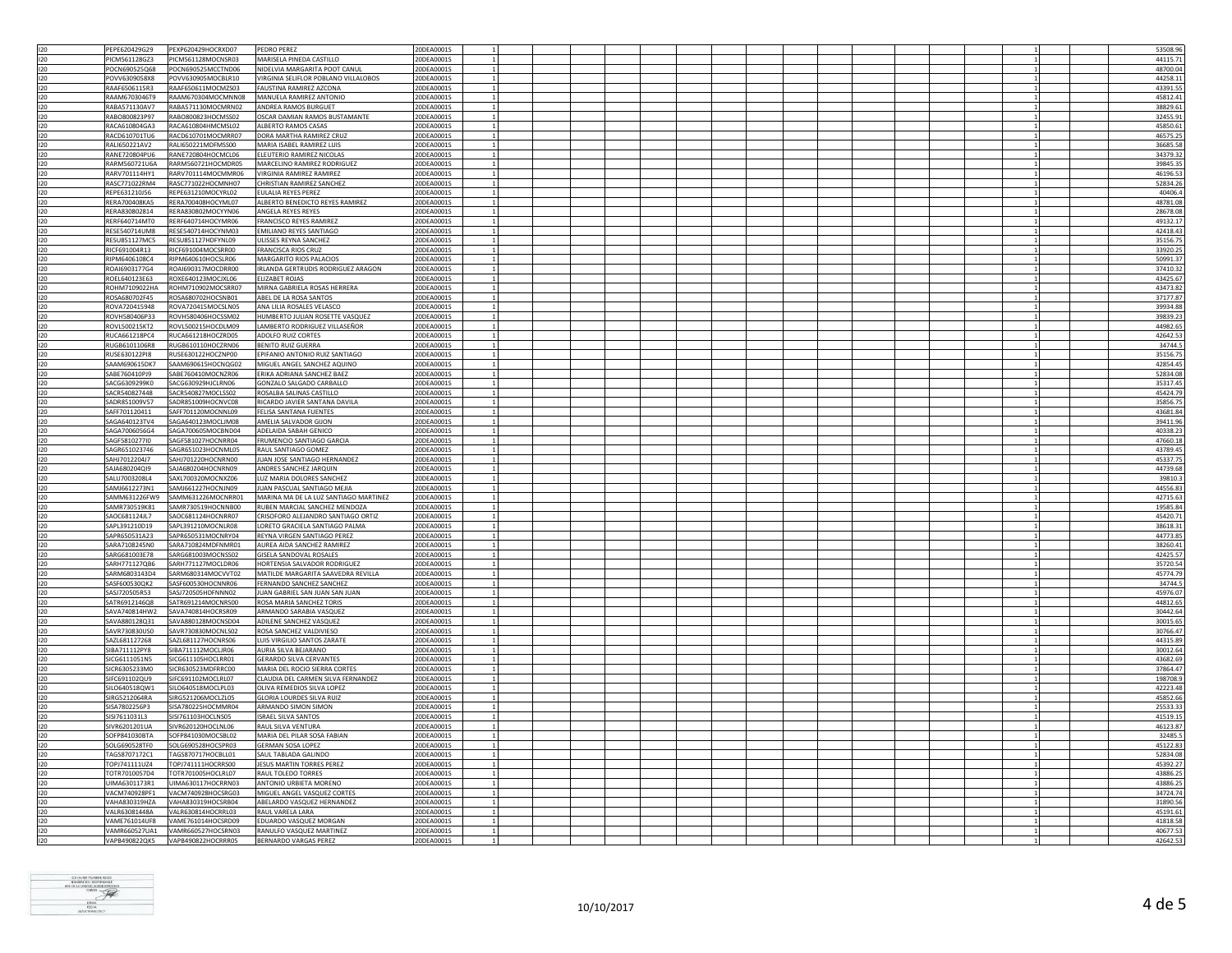| | | | | | | | | | | | | | | | | | | | | | | |
|---|---|---|---|---|---|---|---|---|---|---|---|---|---|---|---|---|---|---|---|---|---|---|
| I20 | PEPE620429G29 | PEXP620429HOCRXD07 | PEDRO PEREZ | 20DEA0001S | 1 | | | | | | | | | | | | | | | 1 | | 53508.96 |
| I20 | PICM561128GZ3 | PICM561128MOCNSR03 | MARISELA PINEDA CASTILLO | 20DEA0001S | 1 | | | | | | | | | | | | | | | 1 | | 44115.71 |
| I20 | POCN690525Q68 | POCN690525MCCTND06 | NIDELVIA MARGARITA POOT CANUL | 20DEA0001S | 1 | | | | | | | | | | | | | | | 1 | | 48700.04 |
| I20 | POVV6309058X8 | POVV630905MOCBLR10 | VIRGINIA SELIFLOR POBLANO VILLALOBOS | 20DEA0001S | 1 | | | | | | | | | | | | | | | 1 | | 44258.11 |
| I20 | RAAF6506115R3 | RAAF650611MOCMZS03 | FAUSTINA RAMIREZ AZCONA | 20DEA0001S | 1 | | | | | | | | | | | | | | | 1 | | 43391.55 |
| I20 | RAAM6703046T9 | RAAM670304MOCMNN08 | MANUELA RAMIREZ ANTONIO | 20DEA0001S | 1 | | | | | | | | | | | | | | | 1 | | 45812.41 |
| I20 | RABA571130AV7 | RABA571130MOCMRN02 | ANDREA RAMOS BURGUET | 20DEA0001S | 1 | | | | | | | | | | | | | | | 1 | | 38829.61 |
| I20 | RABO800823P97 | RABO800823HOCMSS02 | OSCAR DAMIAN RAMOS BUSTAMANTE | 20DEA0001S | 1 | | | | | | | | | | | | | | | 1 | | 32455.91 |
| I20 | RACA610804GA3 | RACA610804HMCMSL02 | ALBERTO RAMOS CASAS | 20DEA0001S | 1 | | | | | | | | | | | | | | | 1 | | 45850.61 |
| I20 | RACD610701TU6 | RACD610701MOCMRR07 | DORA MARTHA RAMIREZ CRUZ | 20DEA0001S | 1 | | | | | | | | | | | | | | | 1 | | 46575.25 |
| I20 | RALI650221AV2 | RALI650221MDFMSS00 | MARIA ISABEL RAMIREZ LUIS | 20DEA0001S | 1 | | | | | | | | | | | | | | | 1 | | 36685.58 |
| I20 | RANE720804PU6 | RANE720804HOCMCL06 | ELEUTERIO RAMIREZ NICOLAS | 20DEA0001S | 1 | | | | | | | | | | | | | | | 1 | | 34379.32 |
| I20 | RARM560721U6A | RARM560721HOCMDR05 | MARCELINO RAMIREZ RODRIGUEZ | 20DEA0001S | 1 | | | | | | | | | | | | | | | 1 | | 39845.35 |
| I20 | RARV701114HY1 | RARV701114MOCMMR06 | VIRGINIA RAMIREZ RAMIREZ | 20DEA0001S | 1 | | | | | | | | | | | | | | | 1 | | 46196.53 |
| I20 | RASC771022RM4 | RASC771022HOCMNH07 | CHRISTIAN RAMIREZ SANCHEZ | 20DEA0001S | 1 | | | | | | | | | | | | | | | 1 | | 52834.26 |
| I20 | REPE631210J56 | REPE631210MOCYRL02 | EULALIA REYES PEREZ | 20DEA0001S | 1 | | | | | | | | | | | | | | | 1 | | 40406.4 |
| I20 | RERA700408KA5 | RERA700408HOCYML07 | ALBERTO BENEDICTO REYES RAMIREZ | 20DEA0001S | 1 | | | | | | | | | | | | | | | 1 | | 48781.08 |
| I20 | RERA830802814 | RERA830802MOCYYN06 | ANGELA REYES REYES | 20DEA0001S | 1 | | | | | | | | | | | | | | | 1 | | 28678.08 |
| I20 | RERF640714MT0 | RERF640714HOCYMR06 | FRANCISCO REYES RAMIREZ | 20DEA0001S | 1 | | | | | | | | | | | | | | | 1 | | 49132.17 |
| I20 | RESE540714UM8 | RESE540714HOCYNM03 | EMILIANO REYES SANTIAGO | 20DEA0001S | 1 | | | | | | | | | | | | | | | 1 | | 42418.43 |
| I20 | RESU851127MC5 | RESU851127HDFYNL09 | ULISSES REYNA SANCHEZ | 20DEA0001S | 1 | | | | | | | | | | | | | | | 1 | | 35156.75 |
| I20 | RICF691004R13 | RICF691004MOCSRR00 | FRANCISCA RIOS CRUZ | 20DEA0001S | 1 | | | | | | | | | | | | | | | 1 | | 33920.25 |
| I20 | RIPM6406108C4 | RIPM640610HOCSLR06 | MARGARITO RIOS PALACIOS | 20DEA0001S | 1 | | | | | | | | | | | | | | | 1 | | 50991.37 |
| I20 | ROAI6903177G4 | ROAI690317MOCDRR00 | IRLANDA GERTRUDIS RODRIGUEZ ARAGON | 20DEA0001S | 1 | | | | | | | | | | | | | | | 1 | | 37410.32 |
| I20 | ROEL640123E63 | ROXE640123MOCJXL06 | ELIZABET ROJAS | 20DEA0001S | 1 | | | | | | | | | | | | | | | 1 | | 43425.67 |
| I20 | ROHM7109022HA | ROHM710902MOCSRR07 | MIRNA GABRIELA ROSAS HERRERA | 20DEA0001S | 1 | | | | | | | | | | | | | | | 1 | | 43473.82 |
| I20 | ROSA680702F45 | ROSA680702HOCSNB01 | ABEL DE LA ROSA SANTOS | 20DEA0001S | 1 | | | | | | | | | | | | | | | 1 | | 37177.87 |
| I20 | ROVA720415948 | ROVA720415MOCSLN05 | ANA LILIA ROSALES VELASCO | 20DEA0001S | 1 | | | | | | | | | | | | | | | 1 | | 39934.88 |
| I20 | ROVH580406P33 | ROVH580406HOCSSM02 | HUMBERTO JULIAN ROSETTE VASQUEZ | 20DEA0001S | 1 | | | | | | | | | | | | | | | 1 | | 39839.23 |
| I20 | ROVL500215KT2 | ROVL500215HOCDLM09 | LAMBERTO RODRIGUEZ VILLASEÑOR | 20DEA0001S | 1 | | | | | | | | | | | | | | | 1 | | 44982.65 |
| I20 | RUCA661218PC4 | RUCA661218HOCZRD05 | ADOLFO RUIZ CORTES | 20DEA0001S | 1 | | | | | | | | | | | | | | | 1 | | 42642.53 |
| I20 | RUGB6101106R8 | RUGB610110HOCZRN06 | BENITO RUIZ GUERRA | 20DEA0001S | 1 | | | | | | | | | | | | | | | 1 | | 34744.5 |
| I20 | RUSE630122PI8 | RUSE630122HOCZNP00 | EPIFANIO ANTONIO RUIZ SANTIAGO | 20DEA0001S | 1 | | | | | | | | | | | | | | | 1 | | 35156.75 |
| I20 | SAAM690615DK7 | SAAM690615HOCNQG02 | MIGUEL ANGEL SANCHEZ AQUINO | 20DEA0001S | 1 | | | | | | | | | | | | | | | 1 | | 42854.45 |
| I20 | SABE760410PJ9 | SABE760410MOCNZR06 | ERIKA ADRIANA SANCHEZ BAEZ | 20DEA0001S | 1 | | | | | | | | | | | | | | | 1 | | 52834.08 |
| I20 | SACG6309299K0 | SACG630929HJCLRN06 | GONZALO SALGADO CARBALLO | 20DEA0001S | 1 | | | | | | | | | | | | | | | 1 | | 35317.45 |
| I20 | SACR540827448 | SACR540827MOCLSS02 | ROSALBA SALINAS CASTILLO | 20DEA0001S | 1 | | | | | | | | | | | | | | | 1 | | 45424.79 |
| I20 | SADR851009VS7 | SADR851009HOCNVC08 | RICARDO JAVIER SANTANA DAVILA | 20DEA0001S | 1 | | | | | | | | | | | | | | | 1 | | 35856.75 |
| I20 | SAFF701120411 | SAFF701120MOCNNL09 | FELISA SANTANA FUENTES | 20DEA0001S | 1 | | | | | | | | | | | | | | | 1 | | 43681.84 |
| I20 | SAGA640123TV4 | SAGA640123MOCLJM08 | AMELIA SALVADOR GIJON | 20DEA0001S | 1 | | | | | | | | | | | | | | | 1 | | 39411.96 |
| I20 | SAGA7006056G4 | SAGA700605MOCBND04 | ADELAIDA SABAH GENICO | 20DEA0001S | 1 | | | | | | | | | | | | | | | 1 | | 40338.23 |
| I20 | SAGF5810277I0 | SAGF581027HOCNRR04 | FRUMENCIO SANTIAGO GARCIA | 20DEA0001S | 1 | | | | | | | | | | | | | | | 1 | | 47660.18 |
| I20 | SAGR651023746 | SAGR651023HOCNML05 | RAUL SANTIAGO GOMEZ | 20DEA0001S | 1 | | | | | | | | | | | | | | | 1 | | 43789.45 |
| I20 | SAHJ7012204J7 | SAHJ701220HOCNRN00 | JUAN JOSE SANTIAGO HERNANDEZ | 20DEA0001S | 1 | | | | | | | | | | | | | | | 1 | | 45337.75 |
| I20 | SAJA680204QI9 | SAJA680204HOCNRN09 | ANDRES SANCHEZ JARQUIN | 20DEA0001S | 1 | | | | | | | | | | | | | | | 1 | | 44739.68 |
| I20 | SALU7003208L4 | SAXL700320MOCNXZ06 | LUZ MARIA DOLORES SANCHEZ | 20DEA0001S | 1 | | | | | | | | | | | | | | | 1 | | 39810.3 |
| I20 | SAMJ6612273N1 | SAMJ661227HOCNJN09 | JUAN PASCUAL SANTIAGO MEJIA | 20DEA0001S | 1 | | | | | | | | | | | | | | | 1 | | 44556.83 |
| I20 | SAMM631226FW9 | SAMM631226MOCNRR01 | MARINA MA DE LA LUZ SANTIAGO MARTINEZ | 20DEA0001S | 1 | | | | | | | | | | | | | | | 1 | | 42715.63 |
| I20 | SAMR730519K81 | SAMR730519HOCNNB00 | RUBEN MARCIAL SANCHEZ MENDOZA | 20DEA0001S | 1 | | | | | | | | | | | | | | | 1 | | 19585.84 |
| I20 | SAOC681124IL7 | SAOC681124HOCNRR07 | CRISOFORO ALEJANDRO SANTIAGO ORTIZ | 20DEA0001S | 1 | | | | | | | | | | | | | | | 1 | | 45420.71 |
| I20 | SAPL391210D19 | SAPL391210MOCNLR08 | LORETO GRACIELA SANTIAGO PALMA | 20DEA0001S | 1 | | | | | | | | | | | | | | | 1 | | 38618.31 |
| I20 | SAPR650531A23 | SAPR650531MOCNRY04 | REYNA VIRGEN SANTIAGO PEREZ | 20DEA0001S | 1 | | | | | | | | | | | | | | | 1 | | 44773.85 |
| I20 | SARA7108245N0 | SARA710824MDFNMR01 | AUREA AIDA SANCHEZ RAMIREZ | 20DEA0001S | 1 | | | | | | | | | | | | | | | 1 | | 38260.41 |
| I20 | SARG681003E78 | SARG681003MOCNSS02 | GISELA SANDOVAL ROSALES | 20DEA0001S | 1 | | | | | | | | | | | | | | | 1 | | 42425.57 |
| I20 | SARH771127QB6 | SARH771127MOCLDR06 | HORTENSIA SALVADOR RODRIGUEZ | 20DEA0001S | 1 | | | | | | | | | | | | | | | 1 | | 35720.54 |
| I20 | SARM6803143D4 | SARM680314MOCVVT02 | MATILDE MARGARITA SAAVEDRA REVILLA | 20DEA0001S | 1 | | | | | | | | | | | | | | | 1 | | 45774.79 |
| I20 | SASF600530QK2 | SASF600530HOCNNR06 | FERNANDO SANCHEZ SANCHEZ | 20DEA0001S | 1 | | | | | | | | | | | | | | | 1 | | 34744.5 |
| I20 | SASJ720505R53 | SASJ720505HDFNNN02 | JUAN GABRIEL SAN JUAN SAN JUAN | 20DEA0001S | 1 | | | | | | | | | | | | | | | 1 | | 45976.07 |
| I20 | SATR6912146Q8 | SATR691214MOCNRS00 | ROSA MARIA SANCHEZ TORIS | 20DEA0001S | 1 | | | | | | | | | | | | | | | 1 | | 44812.65 |
| I20 | SAVA740814HW2 | SAVA740814HOCRSR09 | ARMANDO SARABIA VASQUEZ | 20DEA0001S | 1 | | | | | | | | | | | | | | | 1 | | 30442.64 |
| I20 | SAVA880128Q31 | SAVA880128MOCNSD04 | ADILENE SANCHEZ VASQUEZ | 20DEA0001S | 1 | | | | | | | | | | | | | | | 1 | | 30015.65 |
| I20 | SAVR730830US0 | SAVR730830MOCNLS02 | ROSA SANCHEZ VALDIVIESO | 20DEA0001S | 1 | | | | | | | | | | | | | | | 1 | | 30766.47 |
| I20 | SAZL681127268 | SAZL681127HOCNRS06 | LUIS VIRGILIO SANTOS ZARATE | 20DEA0001S | 1 | | | | | | | | | | | | | | | 1 | | 44315.89 |
| I20 | SIBA711112PY8 | SIBA711112MOCLJR06 | AURIA SILVA BEJARANO | 20DEA0001S | 1 | | | | | | | | | | | | | | | 1 | | 30012.64 |
| I20 | SICG6111051N5 | SICG611105HOCLRR01 | GERARDO SILVA CERVANTES | 20DEA0001S | 1 | | | | | | | | | | | | | | | 1 | | 43682.69 |
| I20 | SICR6305233M0 | SICR630523MDFRRC00 | MARIA DEL ROCIO SIERRA CORTES | 20DEA0001S | 1 | | | | | | | | | | | | | | | 1 | | 37864.47 |
| I20 | SIFC691102QU9 | SIFC691102MOCLRL07 | CLAUDIA DEL CARMEN SILVA FERNANDEZ | 20DEA0001S | 1 | | | | | | | | | | | | | | | 1 | | 198708.9 |
| I20 | SILO640518QW1 | SILO640518MOCLPL03 | OLIVA REMEDIOS SILVA LOPEZ | 20DEA0001S | 1 | | | | | | | | | | | | | | | 1 | | 42223.48 |
| I20 | SIRG5212064RA | SIRG521206MOCLZL05 | GLORIA LOURDES SILVA RUIZ | 20DEA0001S | 1 | | | | | | | | | | | | | | | 1 | | 45852.66 |
| I20 | SISA7802256P3 | SISA780225HOCMMR04 | ARMANDO SIMON SIMON | 20DEA0001S | 1 | | | | | | | | | | | | | | | 1 | | 25533.33 |
| I20 | SISI7611031L3 | SISI761103HOCLNS05 | ISRAEL SILVA SANTOS | 20DEA0001S | 1 | | | | | | | | | | | | | | | 1 | | 41519.15 |
| I20 | SIVR6201201UA | SIVR620120HOCLNL06 | RAUL SILVA VENTURA | 20DEA0001S | 1 | | | | | | | | | | | | | | | 1 | | 46123.87 |
| I20 | SOFP841030BTA | SOFP841030MOCSBL02 | MARIA DEL PILAR SOSA FABIAN | 20DEA0001S | 1 | | | | | | | | | | | | | | | 1 | | 32485.5 |
| I20 | SOLG690528TF0 | SOLG690528HOCSPR03 | GERMAN SOSA LOPEZ | 20DEA0001S | 1 | | | | | | | | | | | | | | | 1 | | 45122.83 |
| I20 | TAGS8707172C1 | TAGS870717HOCBLL01 | SAUL TABLADA GALINDO | 20DEA0001S | 1 | | | | | | | | | | | | | | | 1 | | 52834.08 |
| I20 | TOPJ741111UZ4 | TOPJ741111HOCRRS00 | JESUS MARTIN TORRES PEREZ | 20DEA0001S | 1 | | | | | | | | | | | | | | | 1 | | 45392.27 |
| I20 | TOTR7010057D4 | TOTR701005HOCLRL07 | RAUL TOLEDO TORRES | 20DEA0001S | 1 | | | | | | | | | | | | | | | 1 | | 43886.25 |
| I20 | UIMA6301173R1 | UIMA630117HOCRRN03 | ANTONIO URBIETA MORENO | 20DEA0001S | 1 | | | | | | | | | | | | | | | 1 | | 43886.25 |
| I20 | VACM740928PF1 | VACM740928HOCSRG03 | MIGUEL ANGEL VASQUEZ CORTES | 20DEA0001S | 1 | | | | | | | | | | | | | | | 1 | | 34724.74 |
| I20 | VAHA830319HZA | VAHA830319HOCSRB04 | ABELARDO VASQUEZ HERNANDEZ | 20DEA0001S | 1 | | | | | | | | | | | | | | | 1 | | 31890.56 |
| I20 | VALR63081448A | VALR630814HOCRRL03 | RAUL VARELA LARA | 20DEA0001S | 1 | | | | | | | | | | | | | | | 1 | | 45191.61 |
| I20 | VAME761014UF8 | VAME761014HOCSRD09 | EDUARDO VASQUEZ MORGAN | 20DEA0001S | 1 | | | | | | | | | | | | | | | 1 | | 41818.58 |
| I20 | VAMR660527UA1 | VAMR660527HOCSRN03 | RANULFO VASQUEZ MARTINEZ | 20DEA0001S | 1 | | | | | | | | | | | | | | | 1 | | 40677.53 |
| I20 | VAPB490822QK5 | VAPB490822HOCRRR05 | BERNARDO VARGAS PEREZ | 20DEA0001S | 1 | | | | | | | | | | | | | | | 1 | | 42642.53 |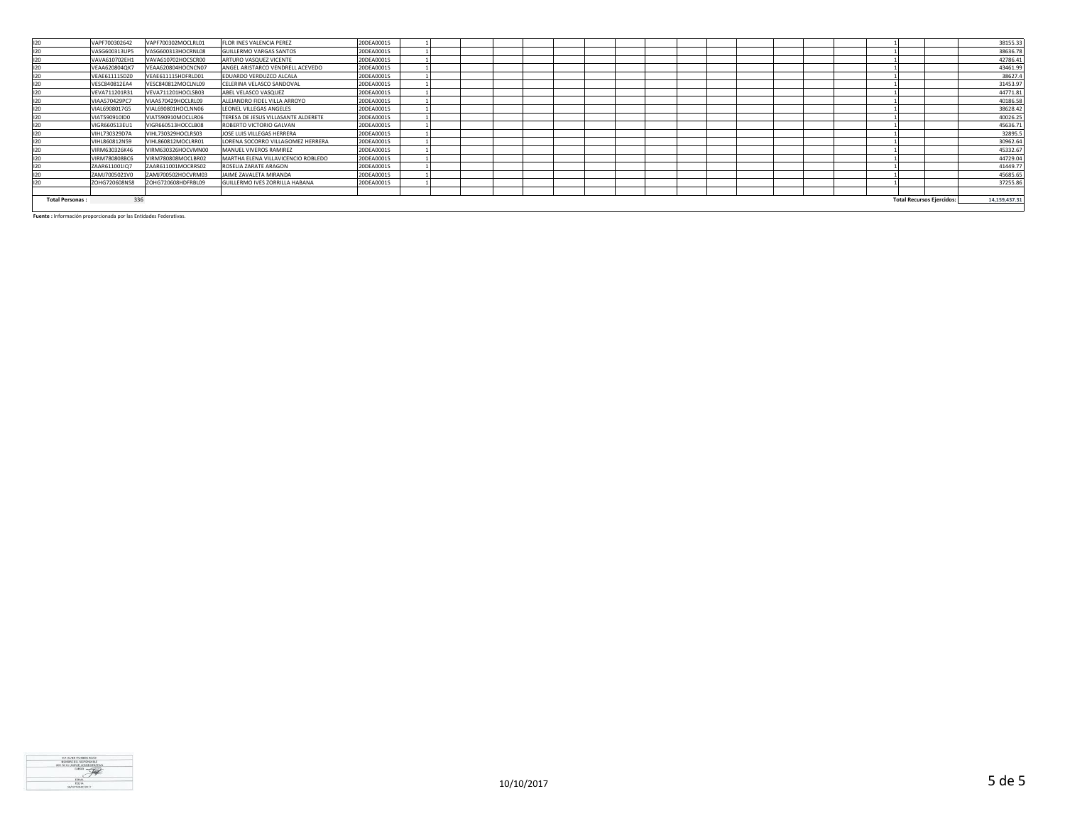| | | | | | | | | | | | | | | | | | | | | | | | |
|---|---|---|---|---|---|---|---|---|---|---|---|---|---|---|---|---|---|---|---|---|---|---|---|
| I20 | VAPF700302642 | VAPF700302MOCLRL01 | FLOR INES VALENCIA PEREZ | 20DEA0001S | 1 | | | | | | | | | | | | | | | 1 | | | 38155.33 |
| I20 | VASG600313UP5 | VASG600313HOCRNL08 | GUILLERMO VARGAS SANTOS | 20DEA0001S | 1 | | | | | | | | | | | | | | | 1 | | | 38636.78 |
| I20 | VAVA610702EH1 | VAVA610702HOCSCR00 | ARTURO VASQUEZ VICENTE | 20DEA0001S | 1 | | | | | | | | | | | | | | | 1 | | | 42786.41 |
| I20 | VEAA620804QK7 | VEAA620804HOCNCN07 | ANGEL ARISTARCO VENDRELL ACEVEDO | 20DEA0001S | 1 | | | | | | | | | | | | | | | 1 | | | 43461.99 |
| I20 | VEAE611115DZ0 | VEAE611115HDFRLD01 | EDUARDO VERDUZCO ALCALA | 20DEA0001S | 1 | | | | | | | | | | | | | | | 1 | | | 38627.4 |
| I20 | VESC840812EA4 | VESC840812MOCLNL09 | CELERINA VELASCO SANDOVAL | 20DEA0001S | 1 | | | | | | | | | | | | | | | 1 | | | 31453.97 |
| I20 | VEVA711201R31 | VEVA711201HOCLSB03 | ABEL VELASCO VASQUEZ | 20DEA0001S | 1 | | | | | | | | | | | | | | | 1 | | | 44771.81 |
| I20 | VIAA570429PC7 | VIAA570429HOCLRL09 | ALEJANDRO FIDEL VILLA ARROYO | 20DEA0001S | 1 | | | | | | | | | | | | | | | 1 | | | 40186.58 |
| I20 | VIAL6908017G5 | VIAL690801HOCLNN06 | LEONEL VILLEGAS ANGELES | 20DEA0001S | 1 | | | | | | | | | | | | | | | 1 | | | 38628.42 |
| I20 | VIAT590910ID0 | VIAT590910MOCLLR06 | TERESA DE JESUS VILLASANTE ALDERETE | 20DEA0001S | 1 | | | | | | | | | | | | | | | 1 | | | 40026.25 |
| I20 | VIGR660513EU1 | VIGR660513HOCCLB08 | ROBERTO VICTORIO GALVAN | 20DEA0001S | 1 | | | | | | | | | | | | | | | 1 | | | 45636.71 |
| I20 | VIHL730329D7A | VIHL730329HOCLRS03 | JOSE LUIS VILLEGAS HERRERA | 20DEA0001S | 1 | | | | | | | | | | | | | | | 1 | | | 32895.5 |
| I20 | VIHL860812N59 | VIHL860812MOCLRR01 | LORENA SOCORRO VILLAGOMEZ HERRERA | 20DEA0001S | 1 | | | | | | | | | | | | | | | 1 | | | 30962.64 |
| I20 | VIRM630326K46 | VIRM630326HOCVMN00 | MANUEL VIVEROS RAMIREZ | 20DEA0001S | 1 | | | | | | | | | | | | | | | 1 | | | 45332.67 |
| I20 | VIRM780808BC6 | VIRM780808MOCLBR02 | MARTHA ELENA VILLAVICENCIO ROBLEDO | 20DEA0001S | 1 | | | | | | | | | | | | | | | 1 | | | 44729.04 |
| I20 | ZAAR611001IQ7 | ZAAR611001MOCRRS02 | ROSELIA ZARATE ARAGON | 20DEA0001S | 1 | | | | | | | | | | | | | | | 1 | | | 41449.77 |
| I20 | ZAMJ7005021V0 | ZAMJ700502HOCVRM03 | JAIME ZAVALETA MIRANDA | 20DEA0001S | 1 | | | | | | | | | | | | | | | 1 | | | 45685.65 |
| I20 | ZOHG720608NS8 | ZOHG720608HDFRBL09 | GUILLERMO IVES ZORRILLA HABANA | 20DEA0001S | 1 | | | | | | | | | | | | | | | 1 | | | 37255.86 |
| **Total Personas :** | 336 | | | | | | | | | | | | | | | | | | | | **Total Recursos Ejercidos:** | | 14,159,437.31 |

**Fuente :** Información proporcionada por las Entidades Federativas.

10/10/2017